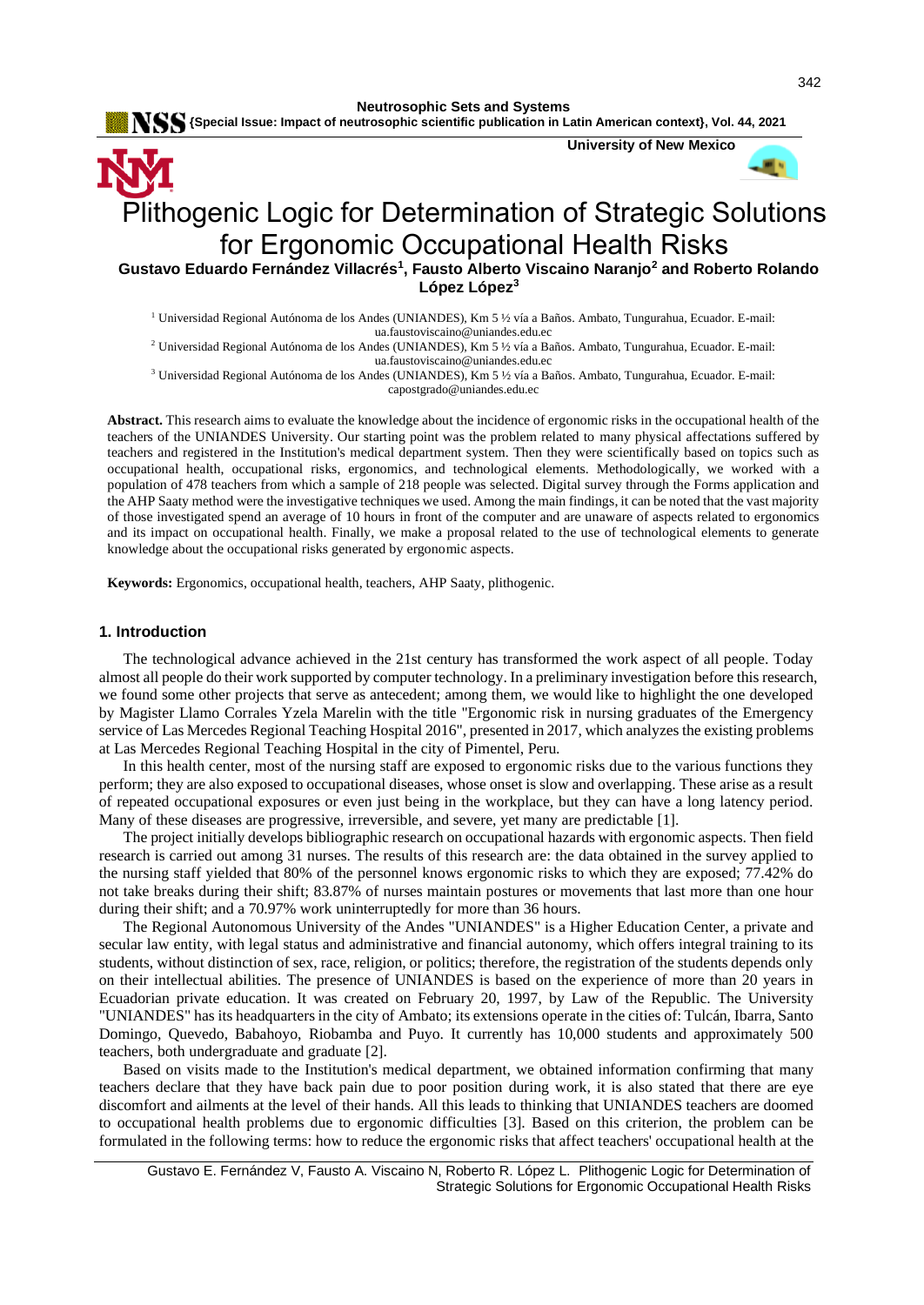# Plithogenic Logic for Determination of Strategic Solutions for Ergonomic Occupational Health Risks

**Gustavo Eduardo Fernández Villacrés[1], Fausto Alberto Viscaino Naranjo[2] and Roberto Rolando López López[3]**

[1] Universidad Regional Autónoma de los Andes (UNIANDES), Km 5 ½ vía a Baños. Ambato, Tungurahua, Ecuador. E-mail: ua.faustoviscaino@uniandes.edu.ec

[2] Universidad Regional Autónoma de los Andes (UNIANDES), Km 5 ½ vía a Baños. Ambato, Tungurahua, Ecuador. E-mail: ua.faustoviscaino@uniandes.edu.ec

[3] Universidad Regional Autónoma de los Andes (UNIANDES), Km 5 ½ vía a Baños. Ambato, Tungurahua, Ecuador. E-mail: capostgrado@uniandes.edu.ec

**Abstract.** This research aims to evaluate the knowledge about the incidence of ergonomic risks in the occupational health of the teachers of the UNIANDES University. Our starting point was the problem related to many physical affectations suffered by teachers and registered in the Institution's medical department system. Then they were scientifically based on topics such as occupational health, occupational risks, ergonomics, and technological elements. Methodologically, we worked with a population of 478 teachers from which a sample of 218 people was selected. Digital survey through the Forms application and the AHP Saaty method were the investigative techniques we used. Among the main findings, it can be noted that the vast majority of those investigated spend an average of 10 hours in front of the computer and are unaware of aspects related to ergonomics and its impact on occupational health. Finally, we make a proposal related to the use of technological elements to generate knowledge about the occupational risks generated by ergonomic aspects.

**Keywords:** Ergonomics, occupational health, teachers, AHP Saaty, plithogenic.

## 1. Introduction

The technological advance achieved in the 21st century has transformed the work aspect of all people. Today almost all people do their work supported by computer technology. In a preliminary investigation before this research, we found some other projects that serve as antecedent; among them, we would like to highlight the one developed by Magister Llamo Corrales Yzela Marelin with the title "Ergonomic risk in nursing graduates of the Emergency service of Las Mercedes Regional Teaching Hospital 2016", presented in 2017, which analyzes the existing problems at Las Mercedes Regional Teaching Hospital in the city of Pimentel, Peru.

In this health center, most of the nursing staff are exposed to ergonomic risks due to the various functions they perform; they are also exposed to occupational diseases, whose onset is slow and overlapping. These arise as a result of repeated occupational exposures or even just being in the workplace, but they can have a long latency period. Many of these diseases are progressive, irreversible, and severe, yet many are predictable [1].

The project initially develops bibliographic research on occupational hazards with ergonomic aspects. Then field research is carried out among 31 nurses. The results of this research are: the data obtained in the survey applied to the nursing staff yielded that 80% of the personnel knows ergonomic risks to which they are exposed; 77.42% do not take breaks during their shift; 83.87% of nurses maintain postures or movements that last more than one hour during their shift; and a 70.97% work uninterruptedly for more than 36 hours.

The Regional Autonomous University of the Andes "UNIANDES" is a Higher Education Center, a private and secular law entity, with legal status and administrative and financial autonomy, which offers integral training to its students, without distinction of sex, race, religion, or politics; therefore, the registration of the students depends only on their intellectual abilities. The presence of UNIANDES is based on the experience of more than 20 years in Ecuadorian private education. It was created on February 20, 1997, by Law of the Republic. The University "UNIANDES" has its headquarters in the city of Ambato; its extensions operate in the cities of: Tulcán, Ibarra, Santo Domingo, Quevedo, Babahoyo, Riobamba and Puyo. It currently has 10,000 students and approximately 500 teachers, both undergraduate and graduate [2].

Based on visits made to the Institution's medical department, we obtained information confirming that many teachers declare that they have back pain due to poor position during work, it is also stated that there are eye discomfort and ailments at the level of their hands. All this leads to thinking that UNIANDES teachers are doomed to occupational health problems due to ergonomic difficulties [3]. Based on this criterion, the problem can be formulated in the following terms: how to reduce the ergonomic risks that affect teachers' occupational health at the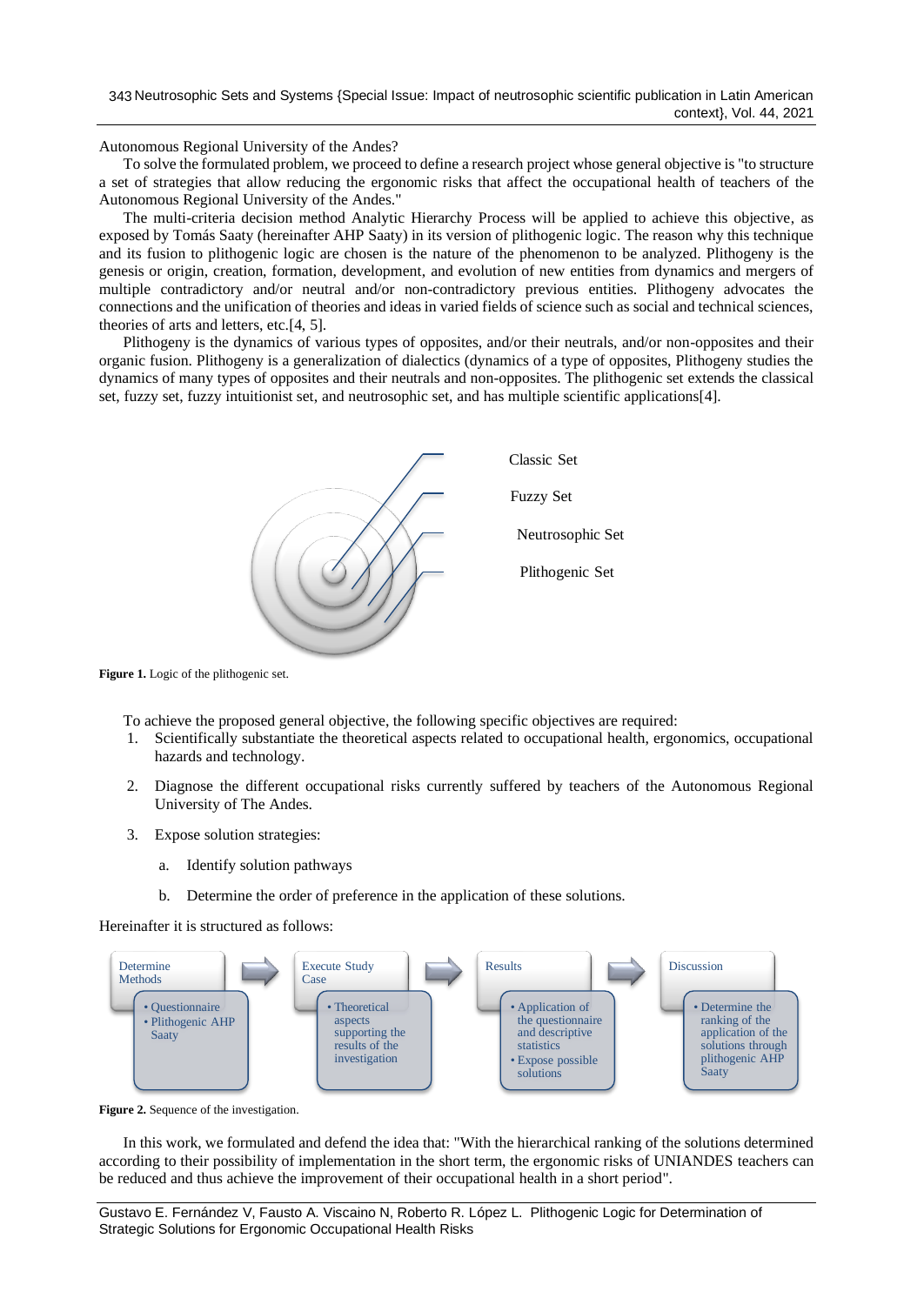Autonomous Regional University of the Andes?

To solve the formulated problem, we proceed to define a research project whose general objective is "to structure a set of strategies that allow reducing the ergonomic risks that affect the occupational health of teachers of the Autonomous Regional University of the Andes."

The multi-criteria decision method Analytic Hierarchy Process will be applied to achieve this objective, as exposed by Tomás Saaty (hereinafter AHP Saaty) in its version of plithogenic logic. The reason why this technique and its fusion to plithogenic logic are chosen is the nature of the phenomenon to be analyzed. Plithogeny is the genesis or origin, creation, formation, development, and evolution of new entities from dynamics and mergers of multiple contradictory and/or neutral and/or non-contradictory previous entities. Plithogeny advocates the connections and the unification of theories and ideas in varied fields of science such as social and technical sciences, theories of arts and letters, etc.[4, 5].

Plithogeny is the dynamics of various types of opposites, and/or their neutrals, and/or non-opposites and their organic fusion. Plithogeny is a generalization of dialectics (dynamics of a type of opposites, Plithogeny studies the dynamics of many types of opposites and their neutrals and non-opposites. The plithogenic set extends the classical set, fuzzy set, fuzzy intuitionist set, and neutrosophic set, and has multiple scientific applications[4].

Classic Set

Fuzzy Set

Neutrosophic Set

Plithogenic Set

**Figure 1.** Logic of the plithogenic set.

To achieve the proposed general objective, the following specific objectives are required:

1. Scientifically substantiate the theoretical aspects related to occupational health, ergonomics, occupational hazards and technology.
2. Diagnose the different occupational risks currently suffered by teachers of the Autonomous Regional University of The Andes.
3. Expose solution strategies:
    a. Identify solution pathways
    b. Determine the order of preference in the application of these solutions.

Hereinafter it is structured as follows:

Determine Methods
- Questionnaire
- Plithogenic AHP Saaty

Execute Study Case
- Theoretical aspects supporting the results of the investigation

Results
- Application of the questionnaire and descriptive statistics
- Expose possible solutions

Discussion
- Determine the ranking of the application of the solutions through plithogenic AHP Saaty

**Figure 2.** Sequence of the investigation.

In this work, we formulated and defend the idea that: "With the hierarchical ranking of the solutions determined according to their possibility of implementation in the short term, the ergonomic risks of UNIANDES teachers can be reduced and thus achieve the improvement of their occupational health in a short period".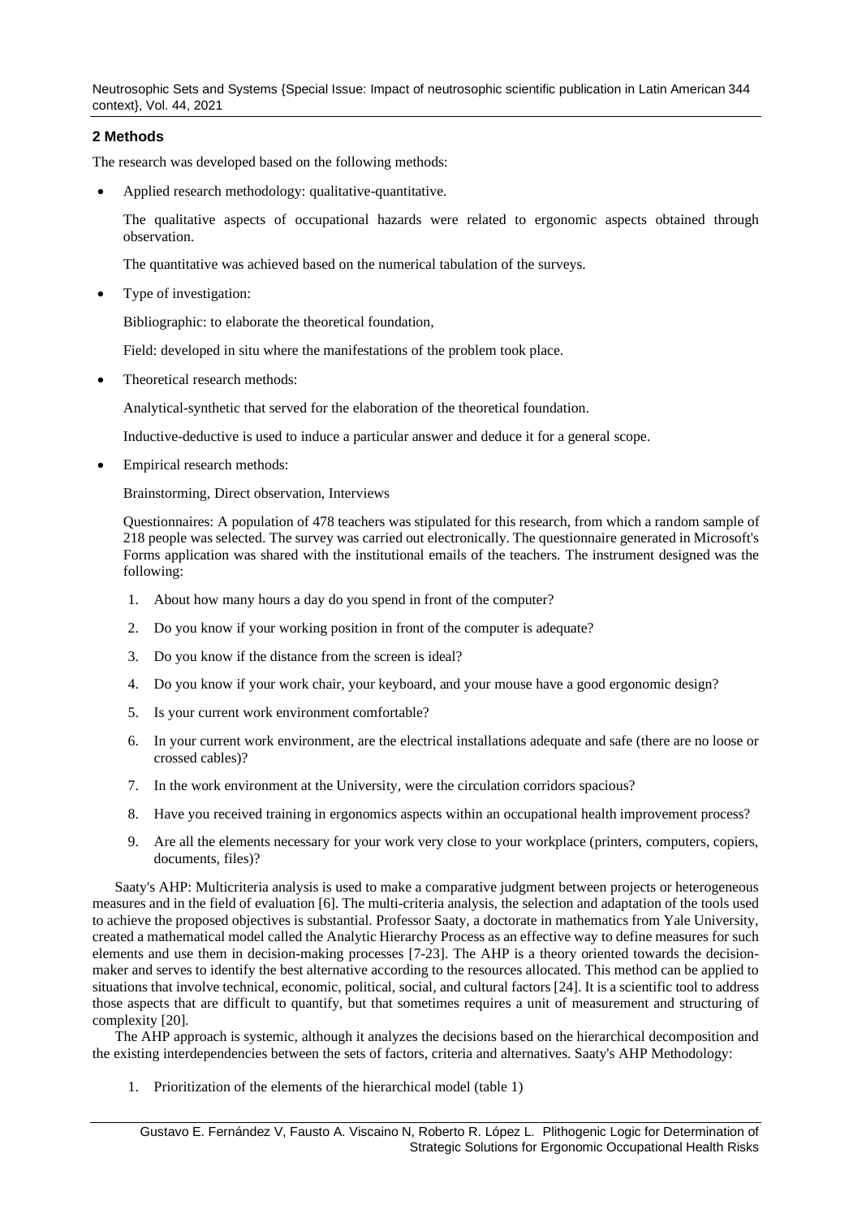## 2 Methods

The research was developed based on the following methods:

- Applied research methodology: qualitative-quantitative.

  The qualitative aspects of occupational hazards were related to ergonomic aspects obtained through observation.

  The quantitative was achieved based on the numerical tabulation of the surveys.

- Type of investigation:

  Bibliographic: to elaborate the theoretical foundation,

  Field: developed in situ where the manifestations of the problem took place.

- Theoretical research methods:

  Analytical-synthetic that served for the elaboration of the theoretical foundation.

  Inductive-deductive is used to induce a particular answer and deduce it for a general scope.

- Empirical research methods:

  Brainstorming, Direct observation, Interviews

  Questionnaires: A population of 478 teachers was stipulated for this research, from which a random sample of 218 people was selected. The survey was carried out electronically. The questionnaire generated in Microsoft's Forms application was shared with the institutional emails of the teachers. The instrument designed was the following:

  1. About how many hours a day do you spend in front of the computer?
  2. Do you know if your working position in front of the computer is adequate?
  3. Do you know if the distance from the screen is ideal?
  4. Do you know if your work chair, your keyboard, and your mouse have a good ergonomic design?
  5. Is your current work environment comfortable?
  6. In your current work environment, are the electrical installations adequate and safe (there are no loose or crossed cables)?
  7. In the work environment at the University, were the circulation corridors spacious?
  8. Have you received training in ergonomics aspects within an occupational health improvement process?
  9. Are all the elements necessary for your work very close to your workplace (printers, computers, copiers, documents, files)?

Saaty's AHP: Multicriteria analysis is used to make a comparative judgment between projects or heterogeneous measures and in the field of evaluation [6]. The multi-criteria analysis, the selection and adaptation of the tools used to achieve the proposed objectives is substantial. Professor Saaty, a doctorate in mathematics from Yale University, created a mathematical model called the Analytic Hierarchy Process as an effective way to define measures for such elements and use them in decision-making processes [7-23]. The AHP is a theory oriented towards the decision-maker and serves to identify the best alternative according to the resources allocated. This method can be applied to situations that involve technical, economic, political, social, and cultural factors [24]. It is a scientific tool to address those aspects that are difficult to quantify, but that sometimes requires a unit of measurement and structuring of complexity [20].

The AHP approach is systemic, although it analyzes the decisions based on the hierarchical decomposition and the existing interdependencies between the sets of factors, criteria and alternatives. Saaty's AHP Methodology:

1. Prioritization of the elements of the hierarchical model (table 1)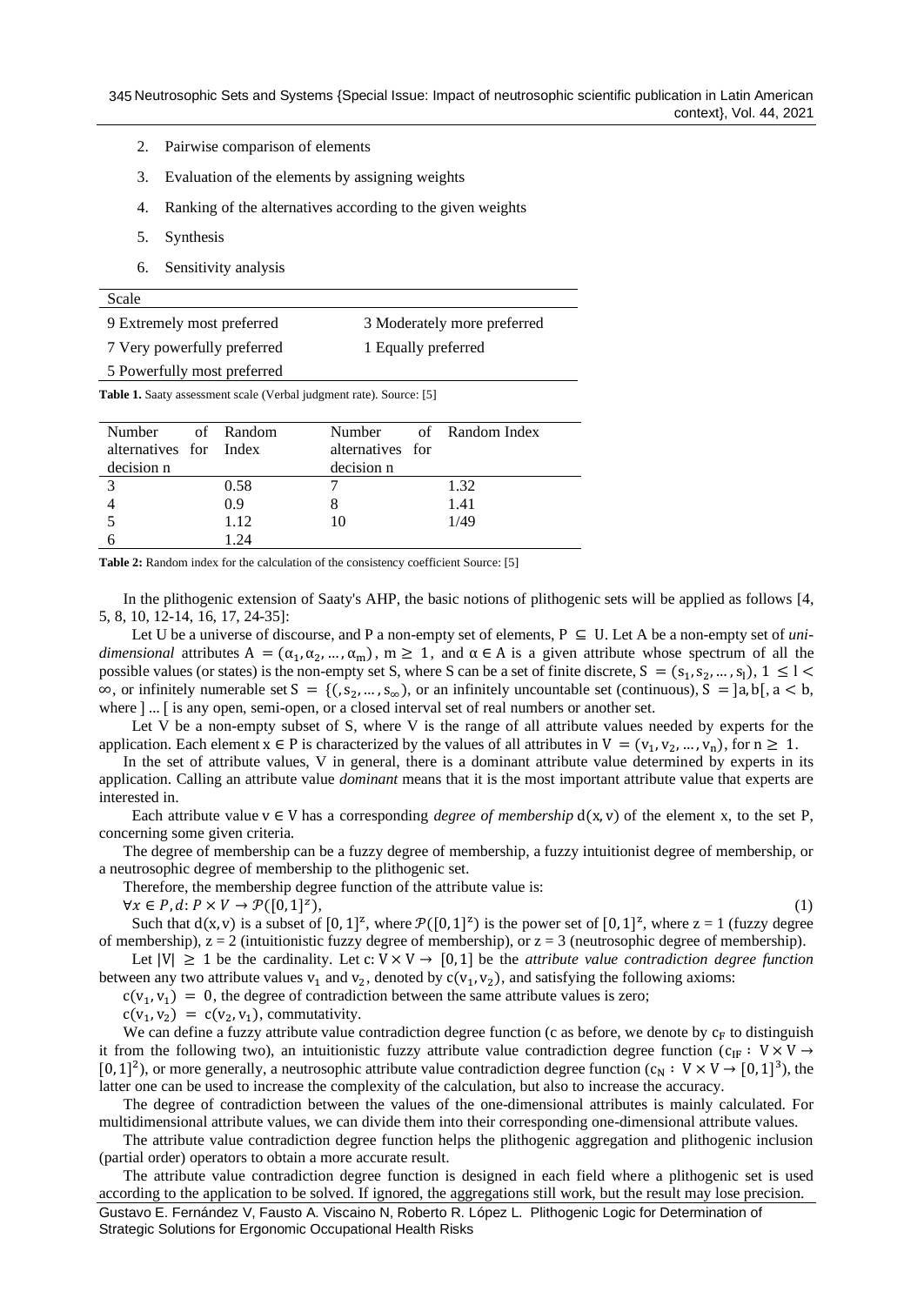2. Pairwise comparison of elements
3. Evaluation of the elements by assigning weights
4. Ranking of the alternatives according to the given weights
5. Synthesis
6. Sensitivity analysis

| Scale | |
|---|---|
| 9 Extremely most preferred | 3 Moderately more preferred |
| 7 Very powerfully preferred | 1 Equally preferred |
| 5 Powerfully most preferred | |

**Table 1.** Saaty assessment scale (Verbal judgment rate). Source: [5]

| Number of alternatives for decision n | Random Index | Number of alternatives for decision n | Random Index |
|---|---|---|---|
| 3 | 0.58 | 7 | 1.32 |
| 4 | 0.9 | 8 | 1.41 |
| 5 | 1.12 | 10 | 1/49 |
| 6 | 1.24 | | |

**Table 2:** Random index for the calculation of the consistency coefficient Source: [5]

In the plithogenic extension of Saaty's AHP, the basic notions of plithogenic sets will be applied as follows [4, 5, 8, 10, 12-14, 16, 17, 24-35]:

Let U be a universe of discourse, and P a non-empty set of elements, $P \subseteq U$. Let A be a non-empty set of *uni-dimensional* attributes $A = (\alpha_1, \alpha_2, \dots, \alpha_m)$, $m \geq 1$, and $\alpha \in A$ is a given attribute whose spectrum of all the possible values (or states) is the non-empty set S, where S can be a set of finite discrete, $S = (s_1, s_2, \dots, s_l)$, $1 \leq l < \infty$, or infinitely numerable set $S = \{(, s_2, \dots, s_\infty)$, or an infinitely uncountable set (continuous), $S = ]a, b[$, $a < b$, where ] ... [ is any open, semi-open, or a closed interval set of real numbers or another set.

Let V be a non-empty subset of S, where V is the range of all attribute values needed by experts for the application. Each element $x \in P$ is characterized by the values of all attributes in $V = (v_1, v_2, \dots, v_n)$, for $n \geq 1$.

In the set of attribute values, V in general, there is a dominant attribute value determined by experts in its application. Calling an attribute value *dominant* means that it is the most important attribute value that experts are interested in.

Each attribute value $v \in V$ has a corresponding *degree of membership* $d(x, v)$ of the element x, to the set P, concerning some given criteria.

The degree of membership can be a fuzzy degree of membership, a fuzzy intuitionist degree of membership, or a neutrosophic degree of membership to the plithogenic set.

Therefore, the membership degree function of the attribute value is:

$$\forall x \in P, d: P \times V \rightarrow \mathcal{P}([0,1]^z), \tag{1}$$

Such that $d(x, v)$ is a subset of $[0,1]^z$, where $\mathcal{P}([0,1]^z)$ is the power set of $[0,1]^z$, where z = 1 (fuzzy degree of membership), z = 2 (intuitionistic fuzzy degree of membership), or z = 3 (neutrosophic degree of membership).

Let $|V| \geq 1$ be the cardinality. Let $c: V \times V \rightarrow [0,1]$ be the *attribute value contradiction degree function* between any two attribute values $v_1$ and $v_2$, denoted by $c(v_1, v_2)$, and satisfying the following axioms:

$c(v_1, v_1) = 0$, the degree of contradiction between the same attribute values is zero;

$c(v_1, v_2) = c(v_2, v_1)$, commutativity.

We can define a fuzzy attribute value contradiction degree function (c as before, we denote by $c_F$ to distinguish it from the following two), an intuitionistic fuzzy attribute value contradiction degree function ($c_{IF}: V \times V \rightarrow [0,1]^2$), or more generally, a neutrosophic attribute value contradiction degree function ($c_N: V \times V \rightarrow [0,1]^3$), the latter one can be used to increase the complexity of the calculation, but also to increase the accuracy.

The degree of contradiction between the values of the one-dimensional attributes is mainly calculated. For multidimensional attribute values, we can divide them into their corresponding one-dimensional attribute values.

The attribute value contradiction degree function helps the plithogenic aggregation and plithogenic inclusion (partial order) operators to obtain a more accurate result.

The attribute value contradiction degree function is designed in each field where a plithogenic set is used according to the application to be solved. If ignored, the aggregations still work, but the result may lose precision.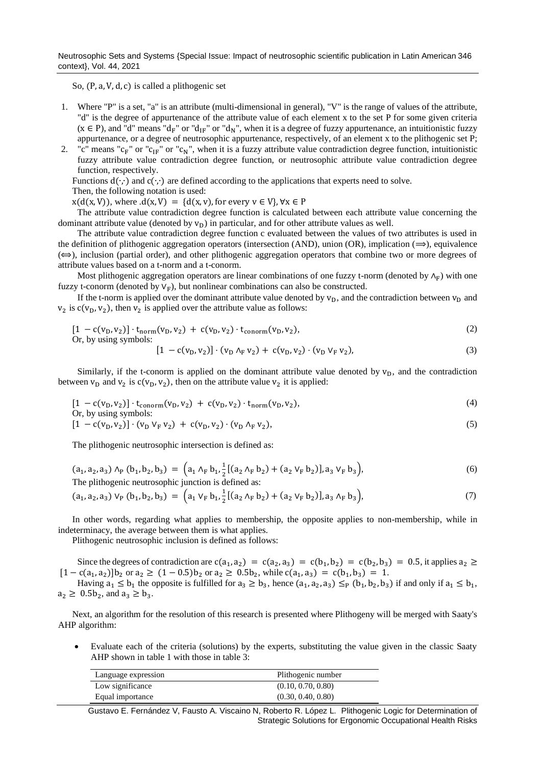So, $(P, a, V, d, c)$ is called a plithogenic set

1. Where "P" is a set, "a" is an attribute (multi-dimensional in general), "V" is the range of values of the attribute, "d" is the degree of appurtenance of the attribute value of each element x to the set P for some given criteria $(x \in P)$, and "d" means "$d_F$" or "$d_{IF}$" or "$d_N$", when it is a degree of fuzzy appurtenance, an intuitionistic fuzzy appurtenance, or a degree of neutrosophic appurtenance, respectively, of an element x to the plithogenic set P;
2. "c" means "$c_F$" or "$c_{IF}$" or "$c_N$", when it is a fuzzy attribute value contradiction degree function, intuitionistic fuzzy attribute value contradiction degree function, or neutrosophic attribute value contradiction degree function, respectively.

Functions $d(\cdot,\cdot)$ and $c(\cdot,\cdot)$ are defined according to the applications that experts need to solve.

Then, the following notation is used:

$x(d(x, V))$, where $.d(x, V) = \{d(x, v), \text{for every } v \in V\}, \forall x \in P$

The attribute value contradiction degree function is calculated between each attribute value concerning the dominant attribute value (denoted by $v_D$) in particular, and for other attribute values as well.

The attribute value contradiction degree function c evaluated between the values of two attributes is used in the definition of plithogenic aggregation operators (intersection (AND), union (OR), implication ($\Longrightarrow$), equivalence ($\Longleftrightarrow$), inclusion (partial order), and other plithogenic aggregation operators that combine two or more degrees of attribute values based on a t-norm and a t-conorm.

Most plithogenic aggregation operators are linear combinations of one fuzzy t-norm (denoted by $\wedge_F$) with one fuzzy t-conorm (denoted by $\vee_F$), but nonlinear combinations can also be constructed.

If the t-norm is applied over the dominant attribute value denoted by $v_D$, and the contradiction between $v_D$ and $v_2$ is $c(v_D, v_2)$, then $v_2$ is applied over the attribute value as follows:

$$[1 - c(v_D, v_2)] \cdot t_{norm}(v_D, v_2) + c(v_D, v_2) \cdot t_{conorm}(v_D, v_2), \tag{2}$$

Or, by using symbols:

$$[1 - c(v_D, v_2)] \cdot (v_D \wedge_F v_2) + c(v_D, v_2) \cdot (v_D \vee_F v_2), \tag{3}$$

Similarly, if the t-conorm is applied on the dominant attribute value denoted by $v_D$, and the contradiction between $v_D$ and $v_2$ is $c(v_D, v_2)$, then on the attribute value $v_2$ it is applied:

$$[1 - c(v_D, v_2)] \cdot t_{conorm}(v_D, v_2) + c(v_D, v_2) \cdot t_{norm}(v_D, v_2), \tag{4}$$

Or, by using symbols:

$$[1 - c(v_D, v_2)] \cdot (v_D \vee_F v_2) + c(v_D, v_2) \cdot (v_D \wedge_F v_2), \tag{5}$$

The plithogenic neutrosophic intersection is defined as:

$$(a_1, a_2, a_3) \wedge_P (b_1, b_2, b_3) = \left(a_1 \wedge_F b_1, \frac{1}{2}[(a_2 \wedge_F b_2) + (a_2 \vee_F b_2)], a_3 \vee_F b_3\right), \tag{6}$$

The plithogenic neutrosophic junction is defined as:

$$(a_1, a_2, a_3) \vee_P (b_1, b_2, b_3) = \left(a_1 \vee_F b_1, \frac{1}{2}[(a_2 \wedge_F b_2) + (a_2 \vee_F b_2)], a_3 \wedge_F b_3\right), \tag{7}$$

In other words, regarding what applies to membership, the opposite applies to non-membership, while in indeterminacy, the average between them is what applies.

Plithogenic neutrosophic inclusion is defined as follows:

Since the degrees of contradiction are $c(a_1, a_2) = c(a_2, a_3) = c(b_1, b_2) = c(b_2, b_3) = 0.5$, it applies $a_2 \geq [1 - c(a_1, a_2)]b_2$ or $a_2 \geq (1 - 0.5)b_2$ or $a_2 \geq 0.5b_2$, while $c(a_1, a_3) = c(b_1, b_3) = 1$.

Having $a_1 \leq b_1$ the opposite is fulfilled for $a_3 \geq b_3$, hence $(a_1, a_2, a_3) \leq_P (b_1, b_2, b_3)$ if and only if $a_1 \leq b_1$, $a_2 \geq 0.5b_2$, and $a_3 \geq b_3$.

Next, an algorithm for the resolution of this research is presented where Plithogeny will be merged with Saaty's AHP algorithm:

- Evaluate each of the criteria (solutions) by the experts, substituting the value given in the classic Saaty AHP shown in table 1 with those in table 3:

| Language expression | Plithogenic number |
|---|---|
| Low significance | (0.10, 0.70, 0.80) |
| Equal importance | (0.30, 0.40, 0.80) |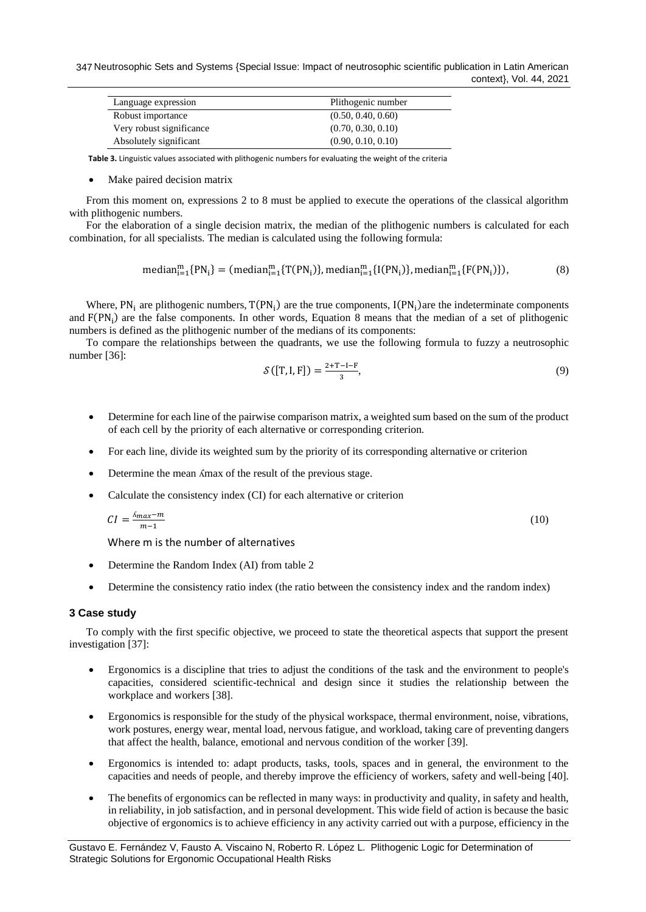| Language expression | Plithogenic number |
|---|---|
| Robust importance | (0.50, 0.40, 0.60) |
| Very robust significance | (0.70, 0.30, 0.10) |
| Absolutely significant | (0.90, 0.10, 0.10) |

**Table 3.** Linguistic values associated with plithogenic numbers for evaluating the weight of the criteria

- Make paired decision matrix

From this moment on, expressions 2 to 8 must be applied to execute the operations of the classical algorithm with plithogenic numbers.

For the elaboration of a single decision matrix, the median of the plithogenic numbers is calculated for each combination, for all specialists. The median is calculated using the following formula:

$$\text{median}_{i=1}^{m}\{PN_i\} = (\text{median}_{i=1}^{m}\{T(PN_i)\}, \text{median}_{i=1}^{m}\{I(PN_i)\}, \text{median}_{i=1}^{m}\{F(PN_i)\}), \tag{8}$$

Where, $PN_i$ are plithogenic numbers, $T(PN_i)$ are the true components, $I(PN_i)$ are the indeterminate components and $F(PN_i)$ are the false components. In other words, Equation 8 means that the median of a set of plithogenic numbers is defined as the plithogenic number of the medians of its components:

To compare the relationships between the quadrants, we use the following formula to fuzzy a neutrosophic number [36]:

$$\mathcal{S}([T, I, F]) = \frac{2+T-I-F}{3}, \tag{9}$$

- Determine for each line of the pairwise comparison matrix, a weighted sum based on the sum of the product of each cell by the priority of each alternative or corresponding criterion.
- For each line, divide its weighted sum by the priority of its corresponding alternative or criterion
- Determine the mean ʎmax of the result of the previous stage.
- Calculate the consistency index (CI) for each alternative or criterion

$$CI = \frac{ʎ_{max} - m}{m-1} \tag{10}$$

Where m is the number of alternatives

- Determine the Random Index (AI) from table 2
- Determine the consistency ratio index (the ratio between the consistency index and the random index)

### 3 Case study

To comply with the first specific objective, we proceed to state the theoretical aspects that support the present investigation [37]:

- Ergonomics is a discipline that tries to adjust the conditions of the task and the environment to people's capacities, considered scientific-technical and design since it studies the relationship between the workplace and workers [38].
- Ergonomics is responsible for the study of the physical workspace, thermal environment, noise, vibrations, work postures, energy wear, mental load, nervous fatigue, and workload, taking care of preventing dangers that affect the health, balance, emotional and nervous condition of the worker [39].
- Ergonomics is intended to: adapt products, tasks, tools, spaces and in general, the environment to the capacities and needs of people, and thereby improve the efficiency of workers, safety and well-being [40].
- The benefits of ergonomics can be reflected in many ways: in productivity and quality, in safety and health, in reliability, in job satisfaction, and in personal development. This wide field of action is because the basic objective of ergonomics is to achieve efficiency in any activity carried out with a purpose, efficiency in the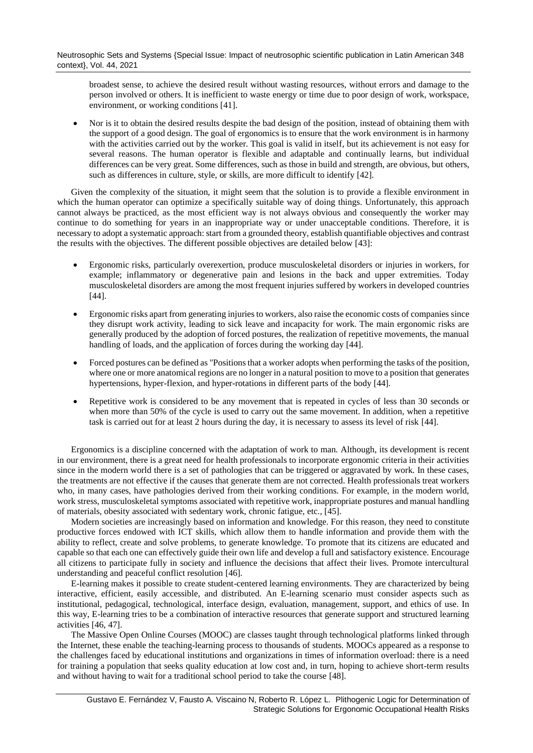broadest sense, to achieve the desired result without wasting resources, without errors and damage to the person involved or others. It is inefficient to waste energy or time due to poor design of work, workspace, environment, or working conditions [41].

- Nor is it to obtain the desired results despite the bad design of the position, instead of obtaining them with the support of a good design. The goal of ergonomics is to ensure that the work environment is in harmony with the activities carried out by the worker. This goal is valid in itself, but its achievement is not easy for several reasons. The human operator is flexible and adaptable and continually learns, but individual differences can be very great. Some differences, such as those in build and strength, are obvious, but others, such as differences in culture, style, or skills, are more difficult to identify [42].

Given the complexity of the situation, it might seem that the solution is to provide a flexible environment in which the human operator can optimize a specifically suitable way of doing things. Unfortunately, this approach cannot always be practiced, as the most efficient way is not always obvious and consequently the worker may continue to do something for years in an inappropriate way or under unacceptable conditions. Therefore, it is necessary to adopt a systematic approach: start from a grounded theory, establish quantifiable objectives and contrast the results with the objectives. The different possible objectives are detailed below [43]:

- Ergonomic risks, particularly overexertion, produce musculoskeletal disorders or injuries in workers, for example; inflammatory or degenerative pain and lesions in the back and upper extremities. Today musculoskeletal disorders are among the most frequent injuries suffered by workers in developed countries [44].
- Ergonomic risks apart from generating injuries to workers, also raise the economic costs of companies since they disrupt work activity, leading to sick leave and incapacity for work. The main ergonomic risks are generally produced by the adoption of forced postures, the realization of repetitive movements, the manual handling of loads, and the application of forces during the working day [44].
- Forced postures can be defined as "Positions that a worker adopts when performing the tasks of the position, where one or more anatomical regions are no longer in a natural position to move to a position that generates hypertensions, hyper-flexion, and hyper-rotations in different parts of the body [44].
- Repetitive work is considered to be any movement that is repeated in cycles of less than 30 seconds or when more than 50% of the cycle is used to carry out the same movement. In addition, when a repetitive task is carried out for at least 2 hours during the day, it is necessary to assess its level of risk [44].

Ergonomics is a discipline concerned with the adaptation of work to man. Although, its development is recent in our environment, there is a great need for health professionals to incorporate ergonomic criteria in their activities since in the modern world there is a set of pathologies that can be triggered or aggravated by work. In these cases, the treatments are not effective if the causes that generate them are not corrected. Health professionals treat workers who, in many cases, have pathologies derived from their working conditions. For example, in the modern world, work stress, musculoskeletal symptoms associated with repetitive work, inappropriate postures and manual handling of materials, obesity associated with sedentary work, chronic fatigue, etc., [45].

Modern societies are increasingly based on information and knowledge. For this reason, they need to constitute productive forces endowed with ICT skills, which allow them to handle information and provide them with the ability to reflect, create and solve problems, to generate knowledge. To promote that its citizens are educated and capable so that each one can effectively guide their own life and develop a full and satisfactory existence. Encourage all citizens to participate fully in society and influence the decisions that affect their lives. Promote intercultural understanding and peaceful conflict resolution [46].

E-learning makes it possible to create student-centered learning environments. They are characterized by being interactive, efficient, easily accessible, and distributed. An E-learning scenario must consider aspects such as institutional, pedagogical, technological, interface design, evaluation, management, support, and ethics of use. In this way, E-learning tries to be a combination of interactive resources that generate support and structured learning activities [46, 47].

The Massive Open Online Courses (MOOC) are classes taught through technological platforms linked through the Internet, these enable the teaching-learning process to thousands of students. MOOCs appeared as a response to the challenges faced by educational institutions and organizations in times of information overload: there is a need for training a population that seeks quality education at low cost and, in turn, hoping to achieve short-term results and without having to wait for a traditional school period to take the course [48].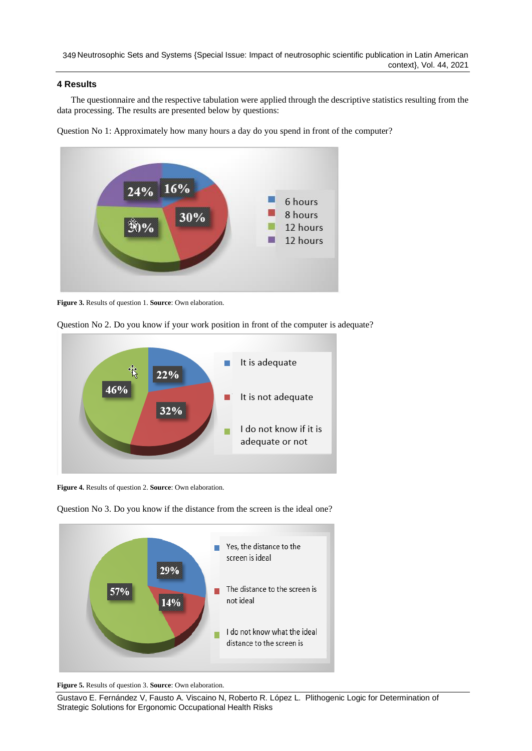## 4 Results

The questionnaire and the respective tabulation were applied through the descriptive statistics resulting from the data processing. The results are presented below by questions:

Question No 1: Approximately how many hours a day do you spend in front of the computer?

**Figure 3.** Results of question 1. **Source**: Own elaboration.

Question No 2. Do you know if your work position in front of the computer is adequate?

**Figure 4.** Results of question 2. **Source**: Own elaboration.

Question No 3. Do you know if the distance from the screen is the ideal one?

**Figure 5.** Results of question 3. **Source**: Own elaboration.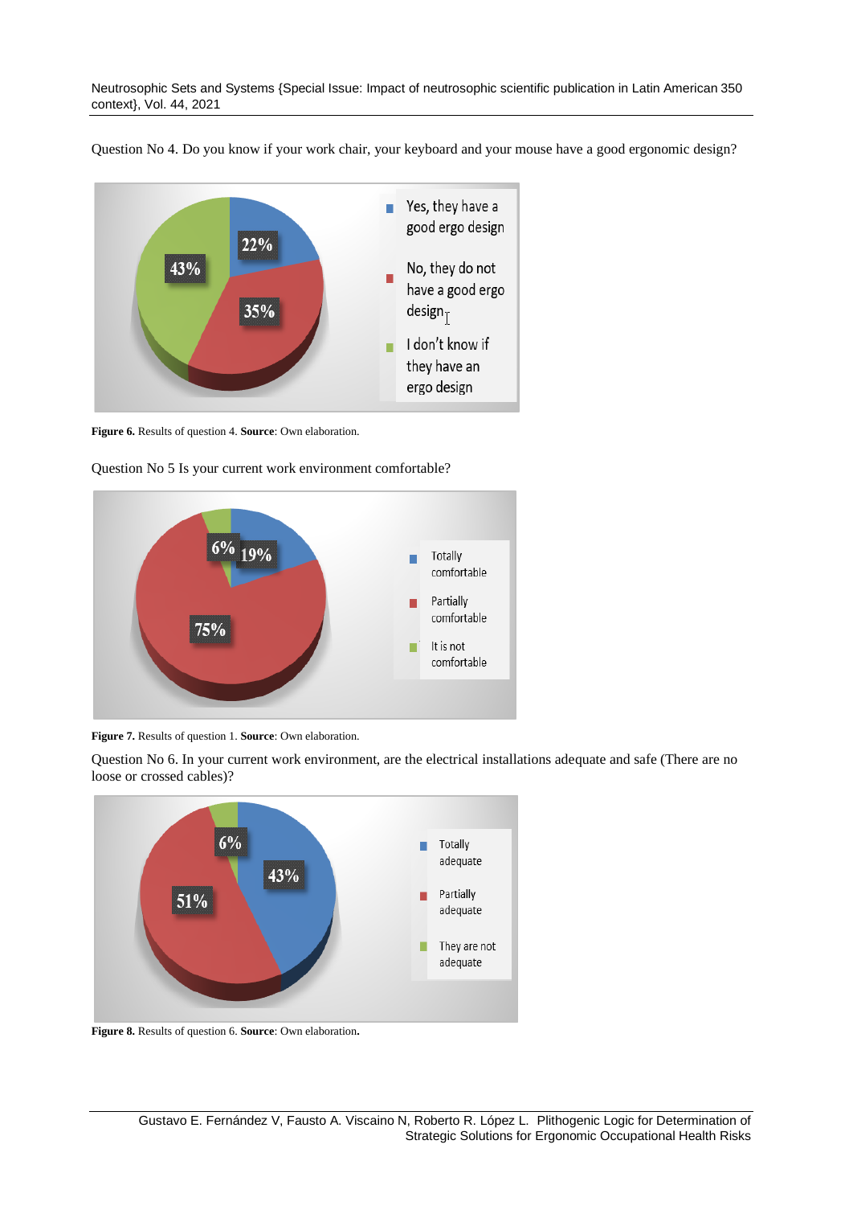Question No 4. Do you know if your work chair, your keyboard and your mouse have a good ergonomic design?

Figure 6. Results of question 4. Source: Own elaboration.

Question No 5 Is your current work environment comfortable?

Figure 7. Results of question 1. Source: Own elaboration.

Question No 6. In your current work environment, are the electrical installations adequate and safe (There are no loose or crossed cables)?

Figure 8. Results of question 6. Source: Own elaboration.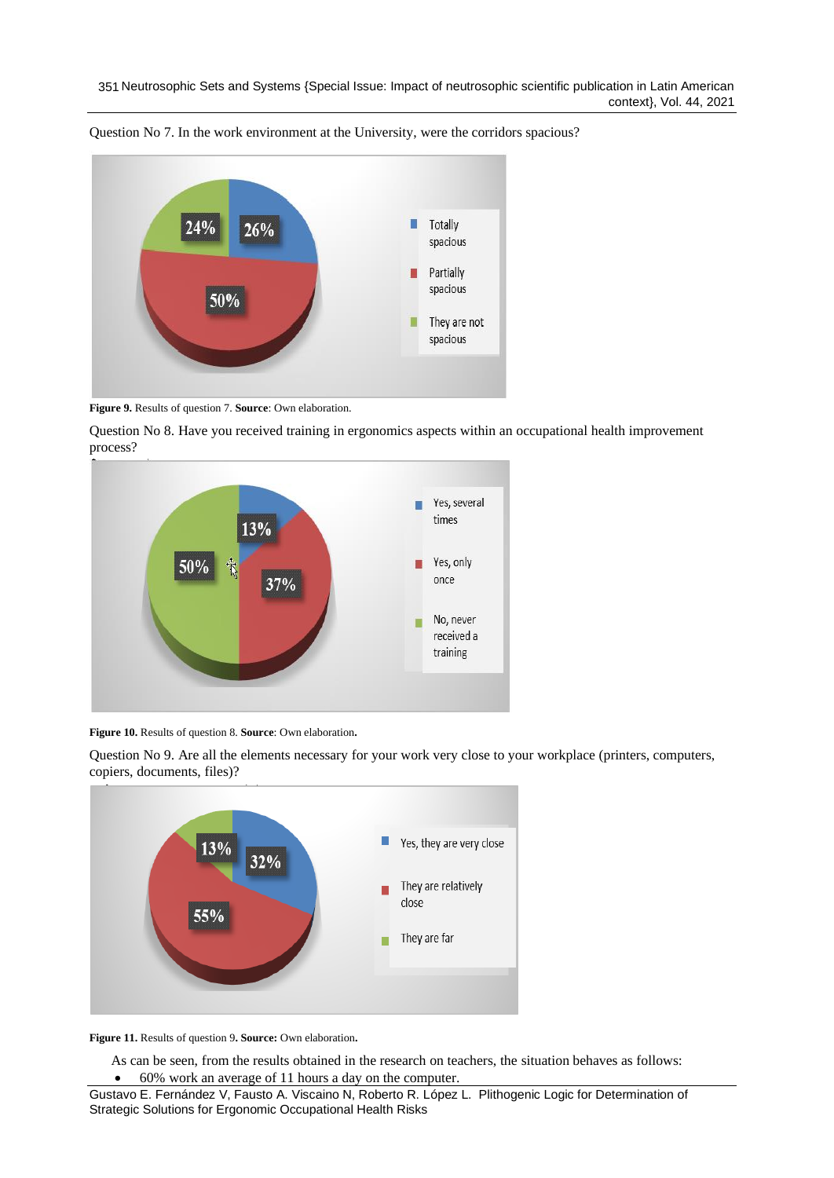Question No 7. In the work environment at the University, were the corridors spacious?

**Figure 9.** Results of question 7. **Source**: Own elaboration.

Question No 8. Have you received training in ergonomics aspects within an occupational health improvement process?

**Figure 10.** Results of question 8. **Source**: Own elaboration.

Question No 9. Are all the elements necessary for your work very close to your workplace (printers, computers, copiers, documents, files)?

**Figure 11.** Results of question 9. **Source:** Own elaboration.

As can be seen, from the results obtained in the research on teachers, the situation behaves as follows:

- 60% work an average of 11 hours a day on the computer.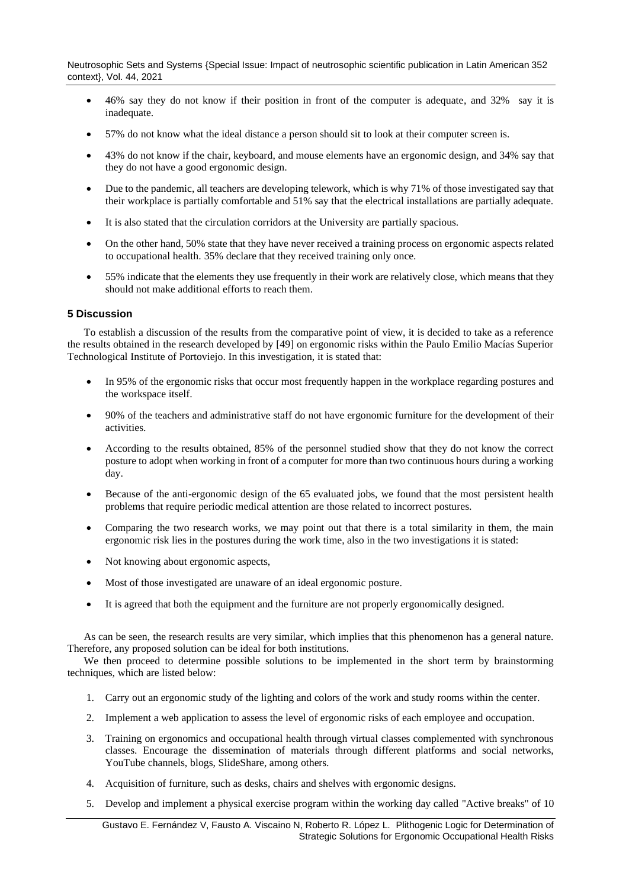- 46% say they do not know if their position in front of the computer is adequate, and 32% say it is inadequate.
- 57% do not know what the ideal distance a person should sit to look at their computer screen is.
- 43% do not know if the chair, keyboard, and mouse elements have an ergonomic design, and 34% say that they do not have a good ergonomic design.
- Due to the pandemic, all teachers are developing telework, which is why 71% of those investigated say that their workplace is partially comfortable and 51% say that the electrical installations are partially adequate.
- It is also stated that the circulation corridors at the University are partially spacious.
- On the other hand, 50% state that they have never received a training process on ergonomic aspects related to occupational health. 35% declare that they received training only once.
- 55% indicate that the elements they use frequently in their work are relatively close, which means that they should not make additional efforts to reach them.

## 5 Discussion

To establish a discussion of the results from the comparative point of view, it is decided to take as a reference the results obtained in the research developed by [49] on ergonomic risks within the Paulo Emilio Macías Superior Technological Institute of Portoviejo. In this investigation, it is stated that:

- In 95% of the ergonomic risks that occur most frequently happen in the workplace regarding postures and the workspace itself.
- 90% of the teachers and administrative staff do not have ergonomic furniture for the development of their activities.
- According to the results obtained, 85% of the personnel studied show that they do not know the correct posture to adopt when working in front of a computer for more than two continuous hours during a working day.
- Because of the anti-ergonomic design of the 65 evaluated jobs, we found that the most persistent health problems that require periodic medical attention are those related to incorrect postures.
- Comparing the two research works, we may point out that there is a total similarity in them, the main ergonomic risk lies in the postures during the work time, also in the two investigations it is stated:
- Not knowing about ergonomic aspects,
- Most of those investigated are unaware of an ideal ergonomic posture.
- It is agreed that both the equipment and the furniture are not properly ergonomically designed.

As can be seen, the research results are very similar, which implies that this phenomenon has a general nature. Therefore, any proposed solution can be ideal for both institutions.

We then proceed to determine possible solutions to be implemented in the short term by brainstorming techniques, which are listed below:

1. Carry out an ergonomic study of the lighting and colors of the work and study rooms within the center.
2. Implement a web application to assess the level of ergonomic risks of each employee and occupation.
3. Training on ergonomics and occupational health through virtual classes complemented with synchronous classes. Encourage the dissemination of materials through different platforms and social networks, YouTube channels, blogs, SlideShare, among others.
4. Acquisition of furniture, such as desks, chairs and shelves with ergonomic designs.
5. Develop and implement a physical exercise program within the working day called "Active breaks" of 10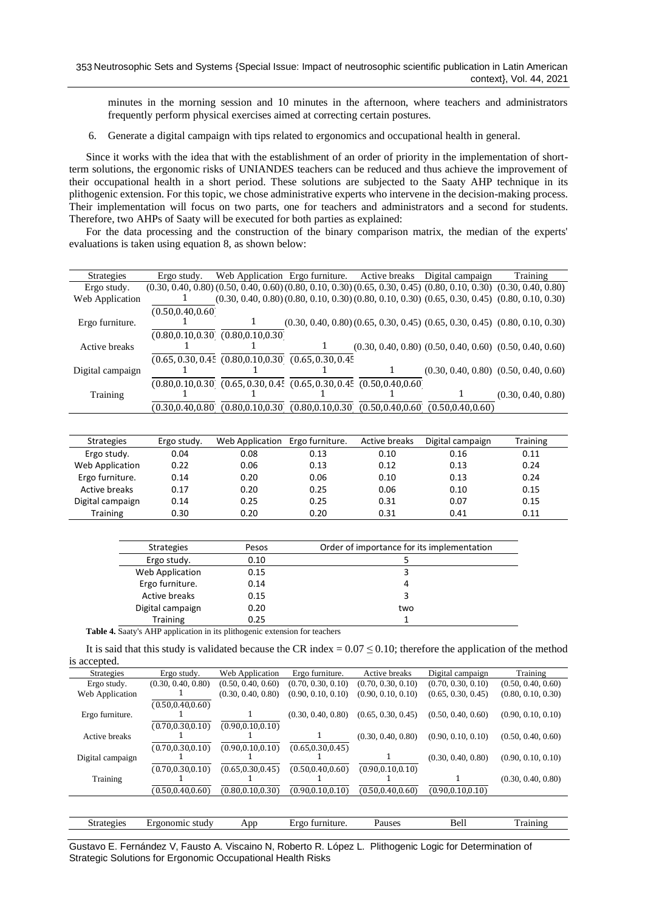minutes in the morning session and 10 minutes in the afternoon, where teachers and administrators frequently perform physical exercises aimed at correcting certain postures.

6. Generate a digital campaign with tips related to ergonomics and occupational health in general.

Since it works with the idea that with the establishment of an order of priority in the implementation of short-term solutions, the ergonomic risks of UNIANDES teachers can be reduced and thus achieve the improvement of their occupational health in a short period. These solutions are subjected to the Saaty AHP technique in its plithogenic extension. For this topic, we chose administrative experts who intervene in the decision-making process. Their implementation will focus on two parts, one for teachers and administrators and a second for students. Therefore, two AHPs of Saaty will be executed for both parties as explained:

For the data processing and the construction of the binary comparison matrix, the median of the experts' evaluations is taken using equation 8, as shown below:

| Strategies | Ergo study. | Web Application | Ergo furniture. | Active breaks | Digital campaign | Training |
|---|---|---|---|---|---|---|
| Ergo study. | (0.30, 0.40, 0.80) | (0.50, 0.40, 0.60) | (0.80, 0.10, 0.30) | (0.65, 0.30, 0.45) | (0.80, 0.10, 0.30) | (0.30, 0.40, 0.80) |
| Web Application | $\frac{1}{(0.50,0.40,0.60)}$ | (0.30, 0.40, 0.80) | (0.80, 0.10, 0.30) | (0.80, 0.10, 0.30) | (0.65, 0.30, 0.45) | (0.80, 0.10, 0.30) |
| Ergo furniture. | $\frac{1}{(0.80,0.10,0.30)}$ | $\frac{1}{(0.80,0.10,0.30)}$ | (0.30, 0.40, 0.80) | (0.65, 0.30, 0.45) | (0.65, 0.30, 0.45) | (0.80, 0.10, 0.30) |
| Active breaks | $\frac{1}{(0.65,0.30,0.45)}$ | $\frac{1}{(0.80,0.10,0.30)}$ | $\frac{1}{(0.65,0.30,0.45)}$ | (0.30, 0.40, 0.80) | (0.50, 0.40, 0.60) | (0.50, 0.40, 0.60) |
| Digital campaign | $\frac{1}{(0.80,0.10,0.30)}$ | $\frac{1}{(0.65,0.30,0.45)}$ | $\frac{1}{(0.65,0.30,0.45)}$ | $\frac{1}{(0.50,0.40,0.60)}$ | (0.30, 0.40, 0.80) | (0.50, 0.40, 0.60) |
| Training | $\frac{1}{(0.30,0.40,0.80)}$ | $\frac{1}{(0.80,0.10,0.30)}$ | $\frac{1}{(0.80,0.10,0.30)}$ | $\frac{1}{(0.50,0.40,0.60)}$ | $\frac{1}{(0.50,0.40,0.60)}$ | (0.30, 0.40, 0.80) |

| Strategies | Ergo study. | Web Application | Ergo furniture. | Active breaks | Digital campaign | Training |
|---|---|---|---|---|---|---|
| Ergo study. | 0.04 | 0.08 | 0.13 | 0.10 | 0.16 | 0.11 |
| Web Application | 0.22 | 0.06 | 0.13 | 0.12 | 0.13 | 0.24 |
| Ergo furniture. | 0.14 | 0.20 | 0.06 | 0.10 | 0.13 | 0.24 |
| Active breaks | 0.17 | 0.20 | 0.25 | 0.06 | 0.10 | 0.15 |
| Digital campaign | 0.14 | 0.25 | 0.25 | 0.31 | 0.07 | 0.15 |
| Training | 0.30 | 0.20 | 0.20 | 0.31 | 0.41 | 0.11 |

| Strategies | Pesos | Order of importance for its implementation |
|---|---|---|
| Ergo study. | 0.10 | 5 |
| Web Application | 0.15 | 3 |
| Ergo furniture. | 0.14 | 4 |
| Active breaks | 0.15 | 3 |
| Digital campaign | 0.20 | two |
| Training | 0.25 | 1 |

**Table 4.** Saaty's AHP application in its plithogenic extension for teachers

It is said that this study is validated because the CR index = 0.07 ≤ 0.10; therefore the application of the method is accepted.

| Strategies | Ergo study. | Web Application | Ergo furniture. | Active breaks | Digital campaign | Training |
|---|---|---|---|---|---|---|
| Ergo study. | (0.30, 0.40, 0.80) | (0.50, 0.40, 0.60) | (0.70, 0.30, 0.10) | (0.70, 0.30, 0.10) | (0.70, 0.30, 0.10) | (0.50, 0.40, 0.60) |
| Web Application | $\frac{1}{(0.50,0.40,0.60)}$ | (0.30, 0.40, 0.80) | (0.90, 0.10, 0.10) | (0.90, 0.10, 0.10) | (0.65, 0.30, 0.45) | (0.80, 0.10, 0.30) |
| Ergo furniture. | $\frac{1}{(0.70,0.30,0.10)}$ | $\frac{1}{(0.90,0.10,0.10)}$ | (0.30, 0.40, 0.80) | (0.65, 0.30, 0.45) | (0.50, 0.40, 0.60) | (0.90, 0.10, 0.10) |
| Active breaks | $\frac{1}{(0.70,0.30,0.10)}$ | $\frac{1}{(0.90,0.10,0.10)}$ | $\frac{1}{(0.65,0.30,0.45)}$ | (0.30, 0.40, 0.80) | (0.90, 0.10, 0.10) | (0.50, 0.40, 0.60) |
| Digital campaign | $\frac{1}{(0.70,0.30,0.10)}$ | $\frac{1}{(0.65,0.30,0.45)}$ | $\frac{1}{(0.50,0.40,0.60)}$ | $\frac{1}{(0.90,0.10,0.10)}$ | (0.30, 0.40, 0.80) | (0.90, 0.10, 0.10) |
| Training | $\frac{1}{(0.50,0.40,0.60)}$ | $\frac{1}{(0.80,0.10,0.30)}$ | $\frac{1}{(0.90,0.10,0.10)}$ | $\frac{1}{(0.50,0.40,0.60)}$ | $\frac{1}{(0.90,0.10,0.10)}$ | (0.30, 0.40, 0.80) |

| Strategies | Ergonomic study | App | Ergo furniture. | Pauses | Bell | Training |
|---|---|---|---|---|---|---|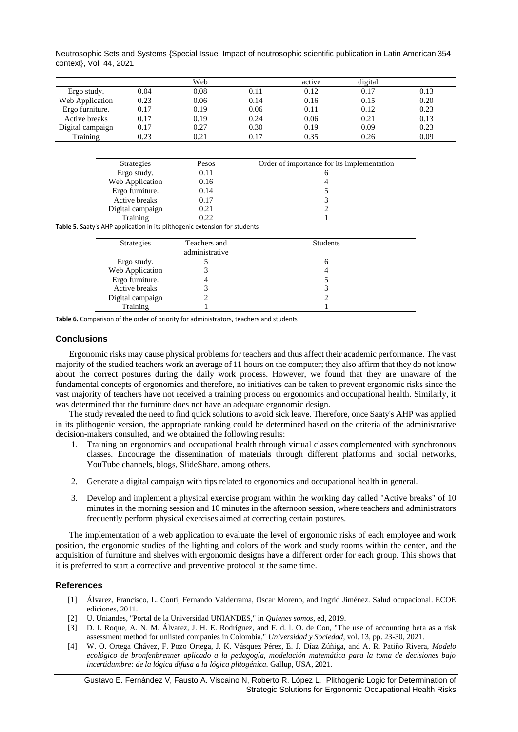|  |  | Web |  | active | digital |  |
|---|---|---|---|---|---|---|
| Ergo study. | 0.04 | 0.08 | 0.11 | 0.12 | 0.17 | 0.13 |
| Web Application | 0.23 | 0.06 | 0.14 | 0.16 | 0.15 | 0.20 |
| Ergo furniture. | 0.17 | 0.19 | 0.06 | 0.11 | 0.12 | 0.23 |
| Active breaks | 0.17 | 0.19 | 0.24 | 0.06 | 0.21 | 0.13 |
| Digital campaign | 0.17 | 0.27 | 0.30 | 0.19 | 0.09 | 0.23 |
| Training | 0.23 | 0.21 | 0.17 | 0.35 | 0.26 | 0.09 |

| Strategies | Pesos | Order of importance for its implementation |
|---|---|---|
| Ergo study. | 0.11 | 6 |
| Web Application | 0.16 | 4 |
| Ergo furniture. | 0.14 | 5 |
| Active breaks | 0.17 | 3 |
| Digital campaign | 0.21 | 2 |
| Training | 0.22 | 1 |

**Table 5.** Saaty's AHP application in its plithogenic extension for students

| Strategies | Teachers and administrative | Students |
|---|---|---|
| Ergo study. | 5 | 6 |
| Web Application | 3 | 4 |
| Ergo furniture. | 4 | 5 |
| Active breaks | 3 | 3 |
| Digital campaign | 2 | 2 |
| Training | 1 | 1 |

**Table 6.** Comparison of the order of priority for administrators, teachers and students

## Conclusions

Ergonomic risks may cause physical problems for teachers and thus affect their academic performance. The vast majority of the studied teachers work an average of 11 hours on the computer; they also affirm that they do not know about the correct postures during the daily work process. However, we found that they are unaware of the fundamental concepts of ergonomics and therefore, no initiatives can be taken to prevent ergonomic risks since the vast majority of teachers have not received a training process on ergonomics and occupational health. Similarly, it was determined that the furniture does not have an adequate ergonomic design.

The study revealed the need to find quick solutions to avoid sick leave. Therefore, once Saaty's AHP was applied in its plithogenic version, the appropriate ranking could be determined based on the criteria of the administrative decision-makers consulted, and we obtained the following results:

1. Training on ergonomics and occupational health through virtual classes complemented with synchronous classes. Encourage the dissemination of materials through different platforms and social networks, YouTube channels, blogs, SlideShare, among others.

2. Generate a digital campaign with tips related to ergonomics and occupational health in general.

3. Develop and implement a physical exercise program within the working day called "Active breaks" of 10 minutes in the morning session and 10 minutes in the afternoon session, where teachers and administrators frequently perform physical exercises aimed at correcting certain postures.

The implementation of a web application to evaluate the level of ergonomic risks of each employee and work position, the ergonomic studies of the lighting and colors of the work and study rooms within the center, and the acquisition of furniture and shelves with ergonomic designs have a different order for each group. This shows that it is preferred to start a corrective and preventive protocol at the same time.

## References

[1] Álvarez, Francisco, L. Conti, Fernando Valderrama, Oscar Moreno, and Ingrid Jiménez. Salud ocupacional. ECOE ediciones, 2011.

[2] U. Uniandes, "Portal de la Universidad UNIANDES," in *Quienes somos*, ed, 2019.

[3] D. I. Roque, A. N. M. Álvarez, J. H. E. Rodríguez, and F. d. l. O. de Con, "The use of accounting beta as a risk assessment method for unlisted companies in Colombia," *Universidad y Sociedad*, vol. 13, pp. 23-30, 2021.

[4] W. O. Ortega Chávez, F. Pozo Ortega, J. K. Vásquez Pérez, E. J. Díaz Zúñiga, and A. R. Patiño Rivera, *Modelo ecológico de bronfenbrenner aplicado a la pedagogía, modelación matemática para la toma de decisiones bajo incertidumbre: de la lógica difusa a la lógica plitogénica.* Gallup, USA, 2021.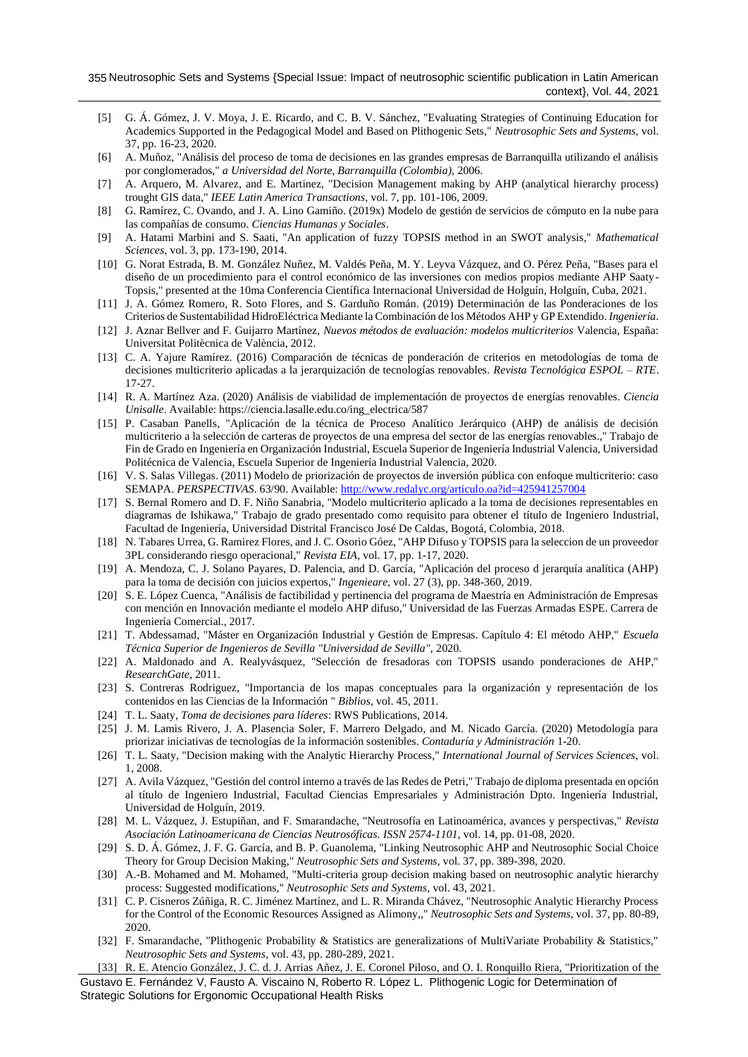[5] G. Á. Gómez, J. V. Moya, J. E. Ricardo, and C. B. V. Sánchez, "Evaluating Strategies of Continuing Education for Academics Supported in the Pedagogical Model and Based on Plithogenic Sets," *Neutrosophic Sets and Systems*, vol. 37, pp. 16-23, 2020.

[6] A. Muñoz, "Análisis del proceso de toma de decisiones en las grandes empresas de Barranquilla utilizando el análisis por conglomerados," *a Universidad del Norte, Barranquilla (Colombia)*, 2006.

[7] A. Arquero, M. Alvarez, and E. Martinez, "Decision Management making by AHP (analytical hierarchy process) trought GIS data," *IEEE Latin America Transactions*, vol. 7, pp. 101-106, 2009.

[8] G. Ramírez, C. Ovando, and J. A. Lino Gamiño. (2019x) Modelo de gestión de servicios de cómputo en la nube para las compañías de consumo. *Ciencias Humanas y Sociales*.

[9] A. Hatami Marbini and S. Saati, "An application of fuzzy TOPSIS method in an SWOT analysis," *Mathematical Sciences*, vol. 3, pp. 173-190, 2014.

[10] G. Norat Estrada, B. M. González Nuñez, M. Valdés Peña, M. Y. Leyva Vázquez, and O. Pérez Peña, "Bases para el diseño de un procedimiento para el control económico de las inversiones con medios propios mediante AHP Saaty-Topsis," presented at the 10ma Conferencia Científica Internacional Universidad de Holguín, Holguín, Cuba, 2021.

[11] J. A. Gómez Romero, R. Soto Flores, and S. Garduño Román. (2019) Determinación de las Ponderaciones de los Criterios de Sustentabilidad HidroEléctrica Mediante la Combinación de los Métodos AHP y GP Extendido. *Ingeniería*.

[12] J. Aznar Bellver and F. Guijarro Martínez, *Nuevos métodos de evaluación: modelos multicriterios* Valencia, España: Universitat Politècnica de València, 2012.

[13] C. A. Yajure Ramírez. (2016) Comparación de técnicas de ponderación de criterios en metodologías de toma de decisiones multicriterio aplicadas a la jerarquización de tecnologías renovables. *Revista Tecnológica ESPOL – RTE*. 17-27.

[14] R. A. Martínez Aza. (2020) Análisis de viabilidad de implementación de proyectos de energías renovables. *Ciencia Unisalle*. Available: https://ciencia.lasalle.edu.co/ing_electrica/587

[15] P. Casaban Panells, "Aplicación de la técnica de Proceso Analítico Jerárquico (AHP) de análisis de decisión multicriterio a la selección de carteras de proyectos de una empresa del sector de las energías renovables.," Trabajo de Fin de Grado en Ingeniería en Organización Industrial, Escuela Superior de Ingeniería Industrial Valencia, Universidad Politécnica de Valencia, Escuela Superior de Ingeniería Industrial Valencia, 2020.

[16] V. S. Salas Villegas. (2011) Modelo de priorización de proyectos de inversión pública con enfoque multicriterio: caso SEMAPA. *PERSPECTIVAS*. 63/90. Available: http://www.redalyc.org/articulo.oa?id=425941257004

[17] S. Bernal Romero and D. F. Niño Sanabria, "Modelo multicriterio aplicado a la toma de decisiones representables en diagramas de Ishikawa," Trabajo de grado presentado como requisito para obtener el título de Ingeniero Industrial, Facultad de Ingeniería, Universidad Distrital Francisco José De Caldas, Bogotá, Colombia, 2018.

[18] N. Tabares Urrea, G. Ramirez Flores, and J. C. Osorio Góez, "AHP Difuso y TOPSIS para la seleccion de un proveedor 3PL considerando riesgo operacional," *Revista EIA*, vol. 17, pp. 1-17, 2020.

[19] A. Mendoza, C. J. Solano Payares, D. Palencia, and D. García, "Aplicación del proceso d jerarquía analítica (AHP) para la toma de decisión con juicios expertos," *Ingenieare*, vol. 27 (3), pp. 348-360, 2019.

[20] S. E. López Cuenca, "Análisis de factibilidad y pertinencia del programa de Maestría en Administración de Empresas con mención en Innovación mediante el modelo AHP difuso," Universidad de las Fuerzas Armadas ESPE. Carrera de Ingeniería Comercial., 2017.

[21] T. Abdessamad, "Máster en Organización Industrial y Gestión de Empresas. Capítulo 4: El método AHP," *Escuela Técnica Superior de Ingenieros de Sevilla "Universidad de Sevilla"*, 2020.

[22] A. Maldonado and A. Realyvásquez, "Selección de fresadoras con TOPSIS usando ponderaciones de AHP," *ResearchGate*, 2011.

[23] S. Contreras Rodriguez, "Importancia de los mapas conceptuales para la organización y representación de los contenidos en las Ciencias de la Información " *Biblios*, vol. 45, 2011.

[24] T. L. Saaty, *Toma de decisiones para líderes*: RWS Publications, 2014.

[25] J. M. Lamis Rivero, J. A. Plasencia Soler, F. Marrero Delgado, and M. Nicado García. (2020) Metodología para priorizar iniciativas de tecnologías de la información sostenibles. *Contaduría y Administración* 1-20.

[26] T. L. Saaty, "Decision making with the Analytic Hierarchy Process," *International Journal of Services Sciences*, vol. 1, 2008.

[27] A. Avila Vázquez, "Gestión del control interno a través de las Redes de Petri," Trabajo de diploma presentada en opción al título de Ingeniero Industrial, Facultad Ciencias Empresariales y Administración Dpto. Ingeniería Industrial, Universidad de Holguín, 2019.

[28] M. L. Vázquez, J. Estupiñan, and F. Smarandache, "Neutrosofía en Latinoamérica, avances y perspectivas," *Revista Asociación Latinoamericana de Ciencias Neutrosóficas. ISSN 2574-1101*, vol. 14, pp. 01-08, 2020.

[29] S. D. Á. Gómez, J. F. G. García, and B. P. Guanolema, "Linking Neutrosophic AHP and Neutrosophic Social Choice Theory for Group Decision Making," *Neutrosophic Sets and Systems*, vol. 37, pp. 389-398, 2020.

[30] A.-B. Mohamed and M. Mohamed, "Multi-criteria group decision making based on neutrosophic analytic hierarchy process: Suggested modifications," *Neutrosophic Sets and Systems*, vol. 43, 2021.

[31] C. P. Cisneros Zúñiga, R. C. Jiménez Martínez, and L. R. Miranda Chávez, "Neutrosophic Analytic Hierarchy Process for the Control of the Economic Resources Assigned as Alimony,," *Neutrosophic Sets and Systems*, vol. 37, pp. 80-89, 2020.

[32] F. Smarandache, "Plithogenic Probability & Statistics are generalizations of MultiVariate Probability & Statistics," *Neutrosophic Sets and Systems*, vol. 43, pp. 280-289, 2021.

[33] R. E. Atencio González, J. C. d. J. Arrias Añez, J. E. Coronel Piloso, and O. I. Ronquillo Riera, "Prioritization of the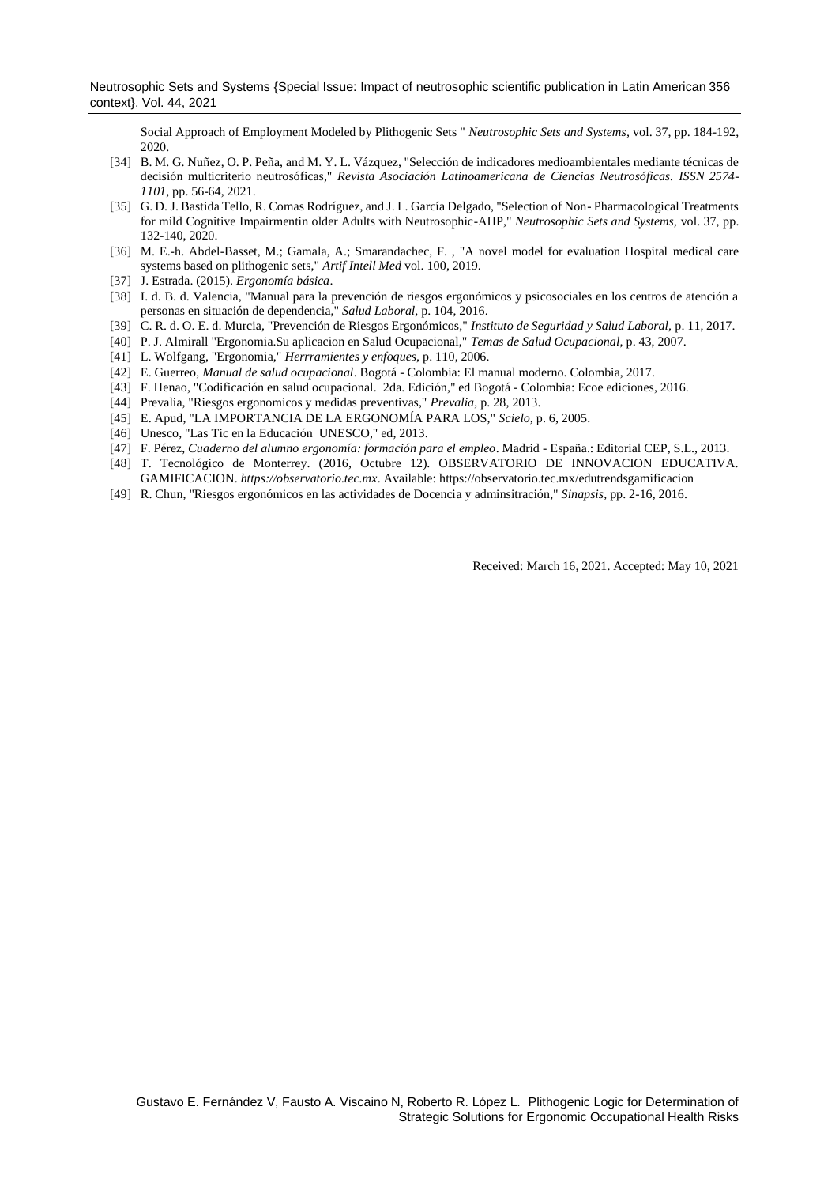Social Approach of Employment Modeled by Plithogenic Sets " *Neutrosophic Sets and Systems*, vol. 37, pp. 184-192, 2020.

[34] B. M. G. Nuñez, O. P. Peña, and M. Y. L. Vázquez, "Selección de indicadores medioambientales mediante técnicas de decisión multicriterio neutrosóficas," *Revista Asociación Latinoamericana de Ciencias Neutrosóficas. ISSN 2574-1101*, pp. 56-64, 2021.

[35] G. D. J. Bastida Tello, R. Comas Rodríguez, and J. L. García Delgado, "Selection of Non- Pharmacological Treatments for mild Cognitive Impairmentin older Adults with Neutrosophic-AHP," *Neutrosophic Sets and Systems,* vol. 37, pp. 132-140, 2020.

[36] M. E.-h. Abdel-Basset, M.; Gamala, A.; Smarandachec, F. , "A novel model for evaluation Hospital medical care systems based on plithogenic sets," *Artif Intell Med* vol. 100, 2019.

[37] J. Estrada. (2015). *Ergonomía básica*.

[38] I. d. B. d. Valencia, "Manual para la prevención de riesgos ergonómicos y psicosociales en los centros de atención a personas en situación de dependencia," *Salud Laboral,* p. 104, 2016.

[39] C. R. d. O. E. d. Murcia, "Prevención de Riesgos Ergonómicos," *Instituto de Seguridad y Salud Laboral,* p. 11, 2017.

[40] P. J. Almirall "Ergonomia.Su aplicacion en Salud Ocupacional," *Temas de Salud Ocupacional,* p. 43, 2007.

[41] L. Wolfgang, "Ergonomia," *Herrramientes y enfoques,* p. 110, 2006.

[42] E. Guerreo, *Manual de salud ocupacional*. Bogotá - Colombia: El manual moderno. Colombia, 2017.

[43] F. Henao, "Codificación en salud ocupacional. 2da. Edición," ed Bogotá - Colombia: Ecoe ediciones, 2016.

[44] Prevalia, "Riesgos ergonomicos y medidas preventivas," *Prevalia,* p. 28, 2013.

[45] E. Apud, "LA IMPORTANCIA DE LA ERGONOMÍA PARA LOS," *Scielo,* p. 6, 2005.

[46] Unesco, "Las Tic en la Educación UNESCO," ed, 2013.

[47] F. Pérez, *Cuaderno del alumno ergonomía: formación para el empleo*. Madrid - España.: Editorial CEP, S.L., 2013.

[48] T. Tecnológico de Monterrey. (2016, Octubre 12). OBSERVATORIO DE INNOVACION EDUCATIVA. GAMIFICACION. *https://observatorio.tec.mx*. Available: https://observatorio.tec.mx/edutrendsgamificacion

[49] R. Chun, "Riesgos ergonómicos en las actividades de Docencia y adminsitración," *Sinapsis*, pp. 2-16, 2016.

Received: March 16, 2021. Accepted: May 10, 2021